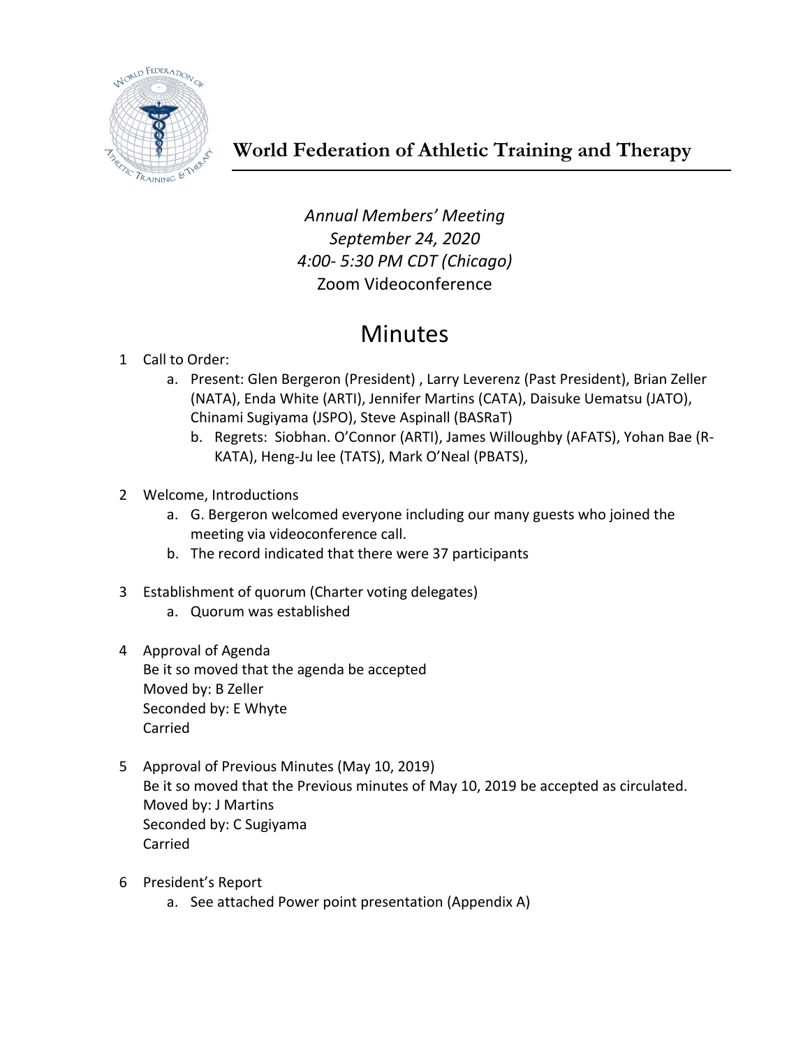# World Federation of Athletic Training and Therapy

*Annual Members' Meeting*
*September 24, 2020*
*4:00- 5:30 PM CDT (Chicago)*
Zoom Videoconference

## Minutes

1 Call to Order:
   a. Present: Glen Bergeron (President) , Larry Leverenz (Past President), Brian Zeller (NATA), Enda White (ARTI), Jennifer Martins (CATA), Daisuke Uematsu (JATO), Chinami Sugiyama (JSPO), Steve Aspinall (BASRaT)
      b. Regrets: Siobhan. O'Connor (ARTI), James Willoughby (AFATS), Yohan Bae (R-KATA), Heng-Ju lee (TATS), Mark O'Neal (PBATS),

2 Welcome, Introductions
   a. G. Bergeron welcomed everyone including our many guests who joined the meeting via videoconference call.
   b. The record indicated that there were 37 participants

3 Establishment of quorum (Charter voting delegates)
   a. Quorum was established

4 Approval of Agenda
   Be it so moved that the agenda be accepted
   Moved by: B Zeller
   Seconded by: E Whyte
   Carried

5 Approval of Previous Minutes (May 10, 2019)
   Be it so moved that the Previous minutes of May 10, 2019 be accepted as circulated.
   Moved by: J Martins
   Seconded by: C Sugiyama
   Carried

6 President's Report
   a. See attached Power point presentation (Appendix A)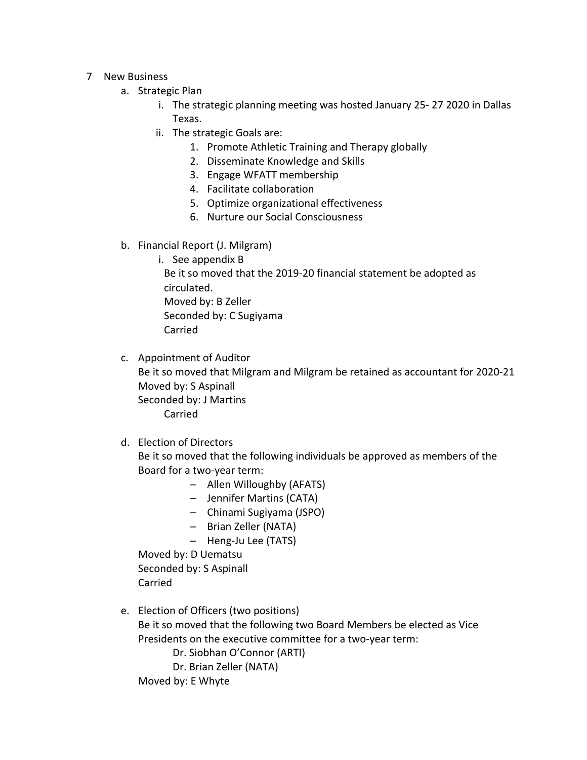7 New Business

a. Strategic Plan
   i. The strategic planning meeting was hosted January 25- 27 2020 in Dallas Texas.
   ii. The strategic Goals are:
      1. Promote Athletic Training and Therapy globally
      2. Disseminate Knowledge and Skills
      3. Engage WFATT membership
      4. Facilitate collaboration
      5. Optimize organizational effectiveness
      6. Nurture our Social Consciousness

b. Financial Report (J. Milgram)
   i. See appendix B

   Be it so moved that the 2019-20 financial statement be adopted as circulated.
   Moved by: B Zeller
   Seconded by: C Sugiyama
   Carried

c. Appointment of Auditor
   Be it so moved that Milgram and Milgram be retained as accountant for 2020-21
   Moved by: S Aspinall
   Seconded by: J Martins
   Carried

d. Election of Directors
   Be it so moved that the following individuals be approved as members of the Board for a two-year term:
   - Allen Willoughby (AFATS)
   - Jennifer Martins (CATA)
   - Chinami Sugiyama (JSPO)
   - Brian Zeller (NATA)
   - Heng-Ju Lee (TATS)

   Moved by: D Uematsu
   Seconded by: S Aspinall
   Carried

e. Election of Officers (two positions)
   Be it so moved that the following two Board Members be elected as Vice Presidents on the executive committee for a two-year term:
   Dr. Siobhan O'Connor (ARTI)
   Dr. Brian Zeller (NATA)
   Moved by: E Whyte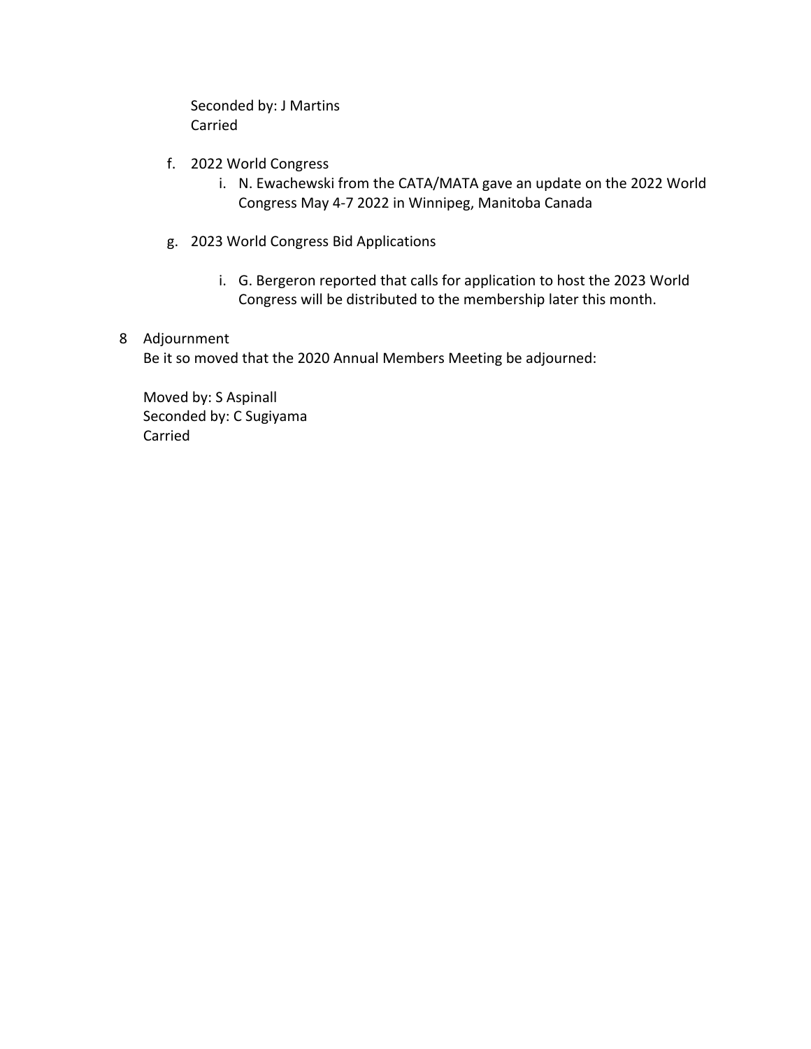Seconded by: J Martins
Carried

f. 2022 World Congress
    i. N. Ewachewski from the CATA/MATA gave an update on the 2022 World Congress May 4-7 2022 in Winnipeg, Manitoba Canada

g. 2023 World Congress Bid Applications
    i. G. Bergeron reported that calls for application to host the 2023 World Congress will be distributed to the membership later this month.

8 Adjournment

Be it so moved that the 2020 Annual Members Meeting be adjourned:

Moved by: S Aspinall
Seconded by: C Sugiyama
Carried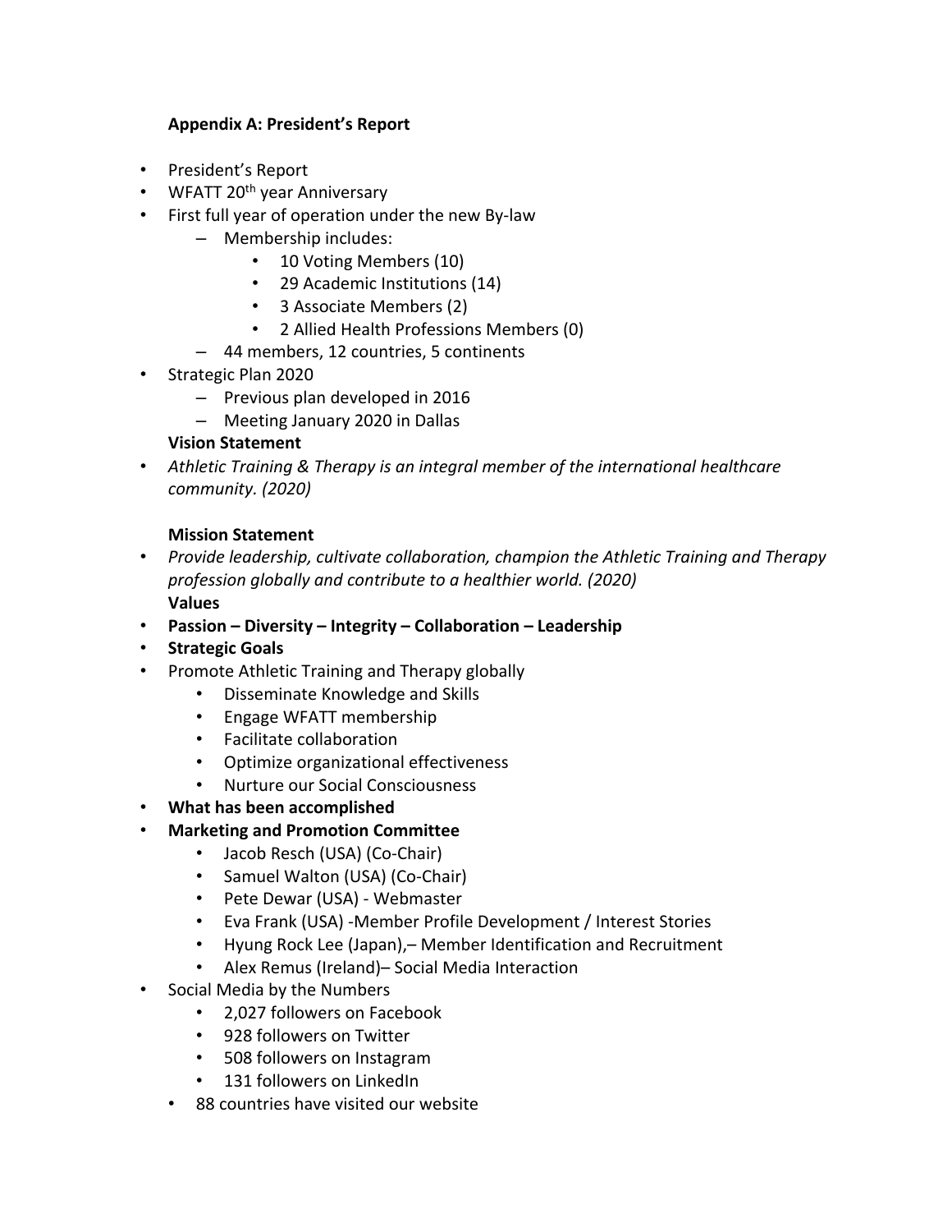**Appendix A: President's Report**

- President's Report
- WFATT 20th year Anniversary
- First full year of operation under the new By-law
  - Membership includes:
    - 10 Voting Members (10)
    - 29 Academic Institutions (14)
    - 3 Associate Members (2)
    - 2 Allied Health Professions Members (0)
  - 44 members, 12 countries, 5 continents
- Strategic Plan 2020
  - Previous plan developed in 2016
  - Meeting January 2020 in Dallas

**Vision Statement**

- *Athletic Training & Therapy is an integral member of the international healthcare community. (2020)*

**Mission Statement**

- *Provide leadership, cultivate collaboration, champion the Athletic Training and Therapy profession globally and contribute to a healthier world. (2020)*

**Values**

- **Passion – Diversity – Integrity – Collaboration – Leadership**
- **Strategic Goals**
- Promote Athletic Training and Therapy globally
  - Disseminate Knowledge and Skills
  - Engage WFATT membership
  - Facilitate collaboration
  - Optimize organizational effectiveness
  - Nurture our Social Consciousness
- **What has been accomplished**
- **Marketing and Promotion Committee**
  - Jacob Resch (USA) (Co-Chair)
  - Samuel Walton (USA) (Co-Chair)
  - Pete Dewar (USA) - Webmaster
  - Eva Frank (USA) -Member Profile Development / Interest Stories
  - Hyung Rock Lee (Japan),– Member Identification and Recruitment
  - Alex Remus (Ireland)– Social Media Interaction
- Social Media by the Numbers
  - 2,027 followers on Facebook
  - 928 followers on Twitter
  - 508 followers on Instagram
  - 131 followers on LinkedIn
  - 88 countries have visited our website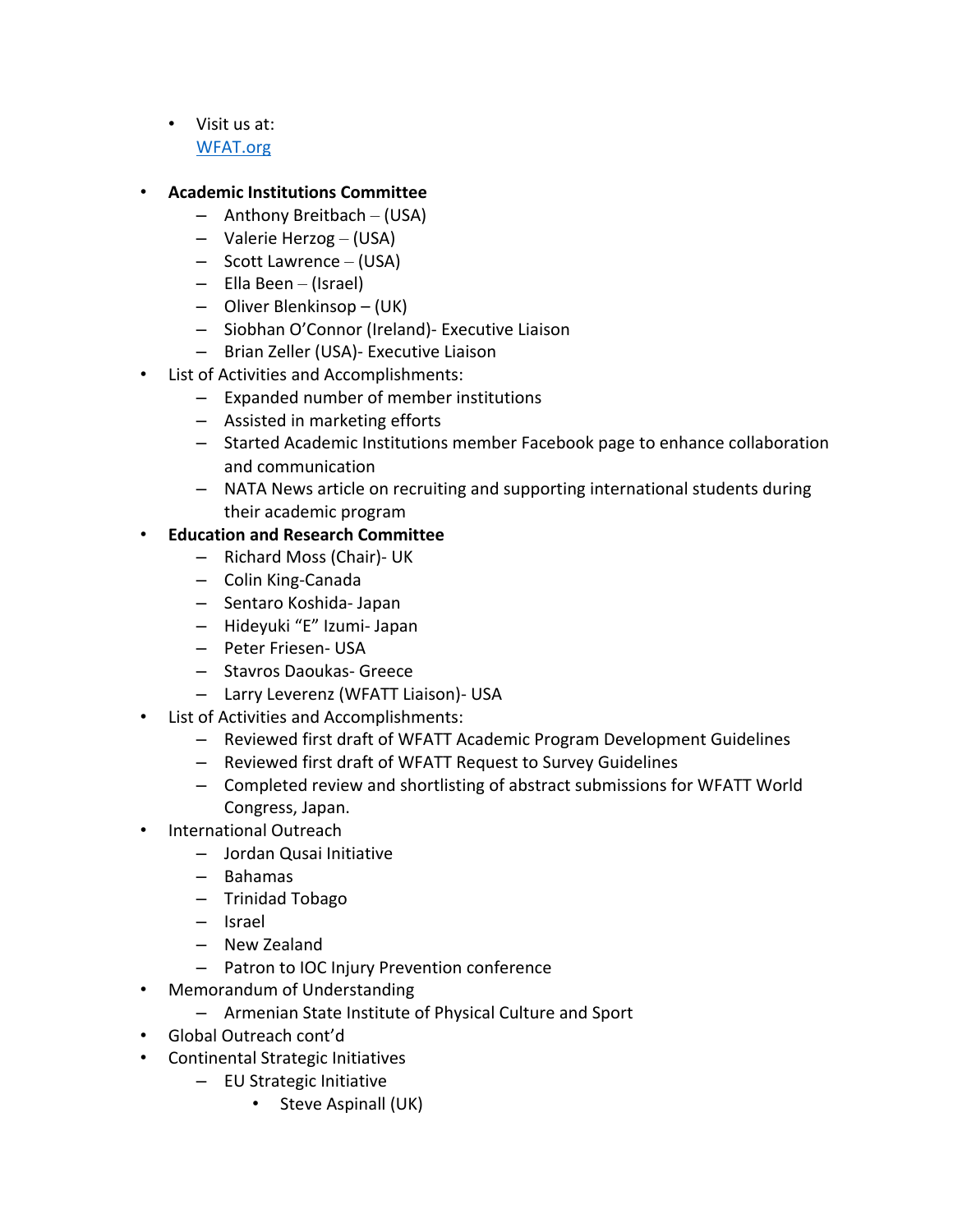- Visit us at:
  [WFAT.org](WFAT.org)

- **Academic Institutions Committee**
  - Anthony Breitbach – (USA)
  - Valerie Herzog – (USA)
  - Scott Lawrence – (USA)
  - Ella Been – (Israel)
  - Oliver Blenkinsop – (UK)
  - Siobhan O'Connor (Ireland)- Executive Liaison
  - Brian Zeller (USA)- Executive Liaison
- List of Activities and Accomplishments:
  - Expanded number of member institutions
  - Assisted in marketing efforts
  - Started Academic Institutions member Facebook page to enhance collaboration and communication
  - NATA News article on recruiting and supporting international students during their academic program
- **Education and Research Committee**
  - Richard Moss (Chair)- UK
  - Colin King-Canada
  - Sentaro Koshida- Japan
  - Hideyuki "E" Izumi- Japan
  - Peter Friesen- USA
  - Stavros Daoukas- Greece
  - Larry Leverenz (WFATT Liaison)- USA
- List of Activities and Accomplishments:
  - Reviewed first draft of WFATT Academic Program Development Guidelines
  - Reviewed first draft of WFATT Request to Survey Guidelines
  - Completed review and shortlisting of abstract submissions for WFATT World Congress, Japan.
- International Outreach
  - Jordan Qusai Initiative
  - Bahamas
  - Trinidad Tobago
  - Israel
  - New Zealand
  - Patron to IOC Injury Prevention conference
- Memorandum of Understanding
  - Armenian State Institute of Physical Culture and Sport
- Global Outreach cont'd
- Continental Strategic Initiatives
  - EU Strategic Initiative
    - Steve Aspinall (UK)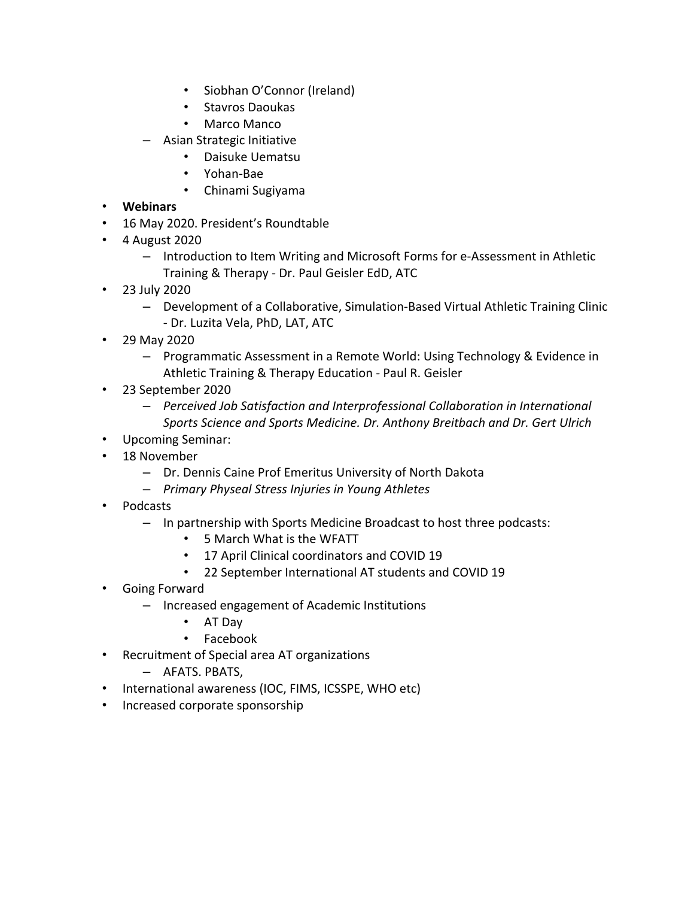- Siobhan O'Connor (Ireland)
        - Stavros Daoukas
        - Marco Manco
    - Asian Strategic Initiative
        - Daisuke Uematsu
        - Yohan-Bae
        - Chinami Sugiyama

- **Webinars**
- 16 May 2020. President's Roundtable
- 4 August 2020
    - Introduction to Item Writing and Microsoft Forms for e-Assessment in Athletic Training & Therapy - Dr. Paul Geisler EdD, ATC
- 23 July 2020
    - Development of a Collaborative, Simulation-Based Virtual Athletic Training Clinic - Dr. Luzita Vela, PhD, LAT, ATC
- 29 May 2020
    - Programmatic Assessment in a Remote World: Using Technology & Evidence in Athletic Training & Therapy Education - Paul R. Geisler
- 23 September 2020
    - *Perceived Job Satisfaction and Interprofessional Collaboration in International Sports Science and Sports Medicine. Dr. Anthony Breitbach and Dr. Gert Ulrich*
- Upcoming Seminar:
- 18 November
    - Dr. Dennis Caine Prof Emeritus University of North Dakota
    - *Primary Physeal Stress Injuries in Young Athletes*
- Podcasts
    - In partnership with Sports Medicine Broadcast to host three podcasts:
        - 5 March What is the WFATT
        - 17 April Clinical coordinators and COVID 19
        - 22 September International AT students and COVID 19
- Going Forward
    - Increased engagement of Academic Institutions
        - AT Day
        - Facebook
- Recruitment of Special area AT organizations
    - AFATS. PBATS,
- International awareness (IOC, FIMS, ICSSPE, WHO etc)
- Increased corporate sponsorship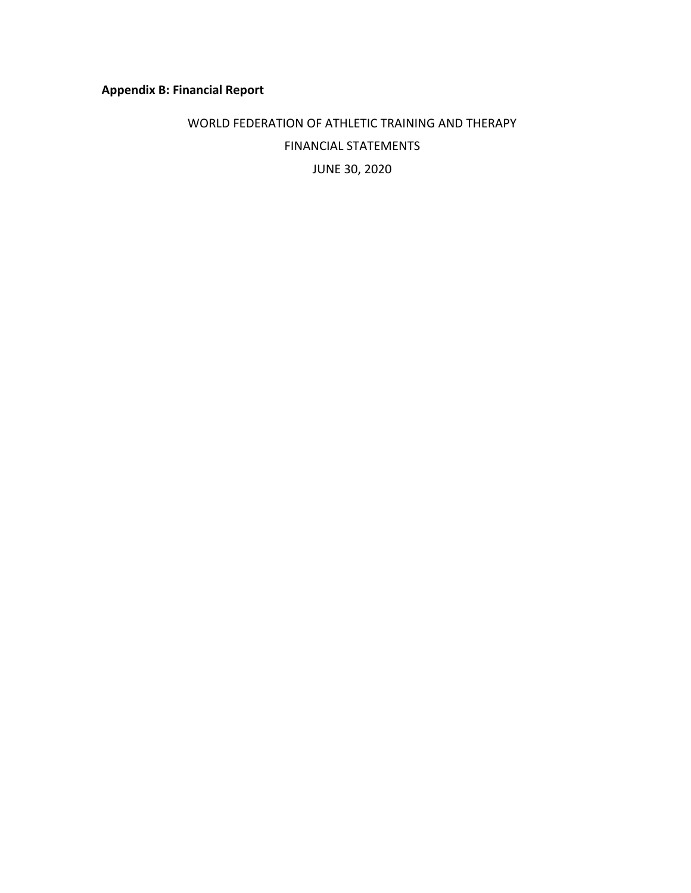**Appendix B: Financial Report**

WORLD FEDERATION OF ATHLETIC TRAINING AND THERAPY

FINANCIAL STATEMENTS

JUNE 30, 2020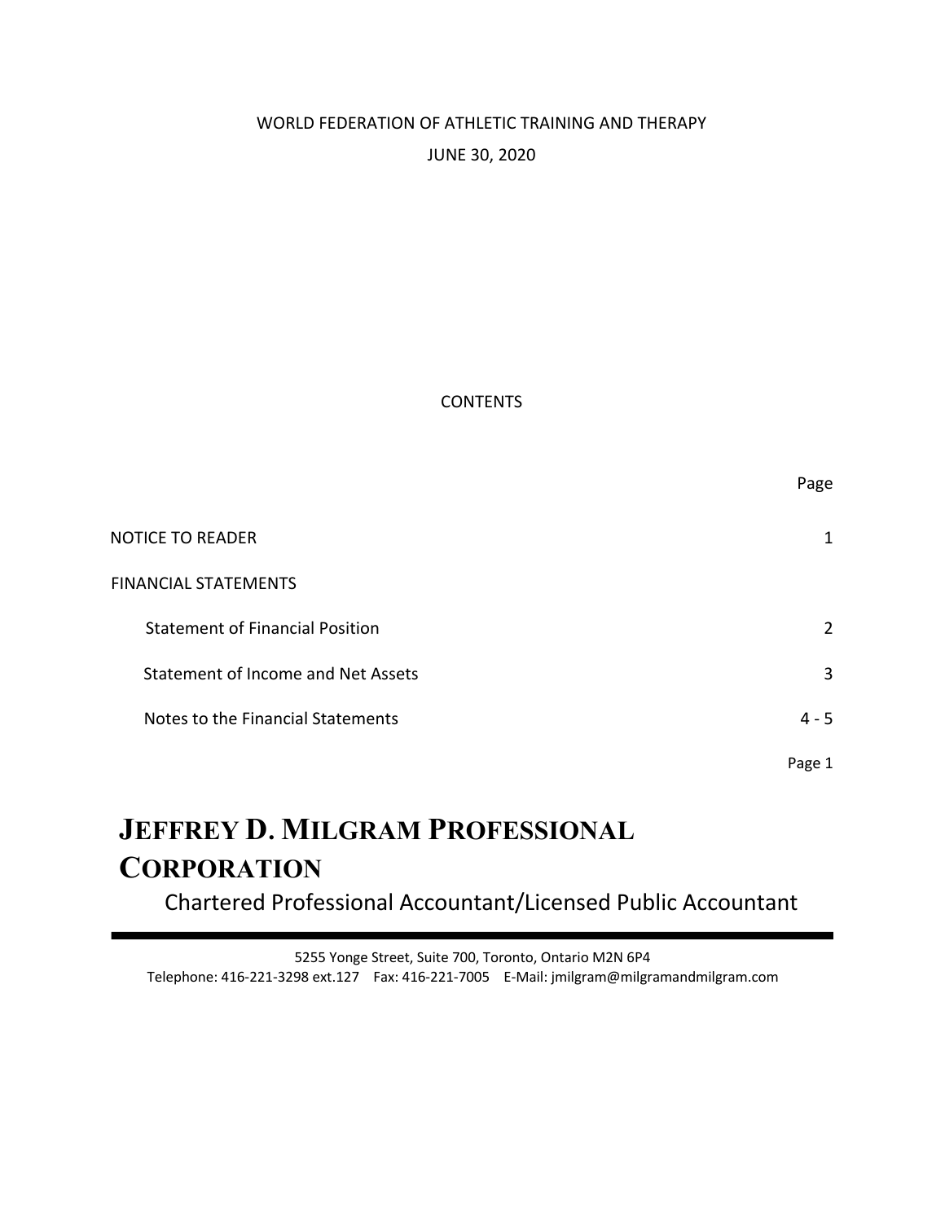WORLD FEDERATION OF ATHLETIC TRAINING AND THERAPY

JUNE 30, 2020

CONTENTS

| | Page |
|---|---|
| NOTICE TO READER | 1 |
| FINANCIAL STATEMENTS | |
| Statement of Financial Position | 2 |
| Statement of Income and Net Assets | 3 |
| Notes to the Financial Statements | 4 - 5 |

# JEFFREY D. MILGRAM PROFESSIONAL CORPORATION

Chartered Professional Accountant/Licensed Public Accountant

5255 Yonge Street, Suite 700, Toronto, Ontario M2N 6P4
Telephone: 416-221-3298 ext.127 Fax: 416-221-7005 E-Mail: jmilgram@milgramandmilgram.com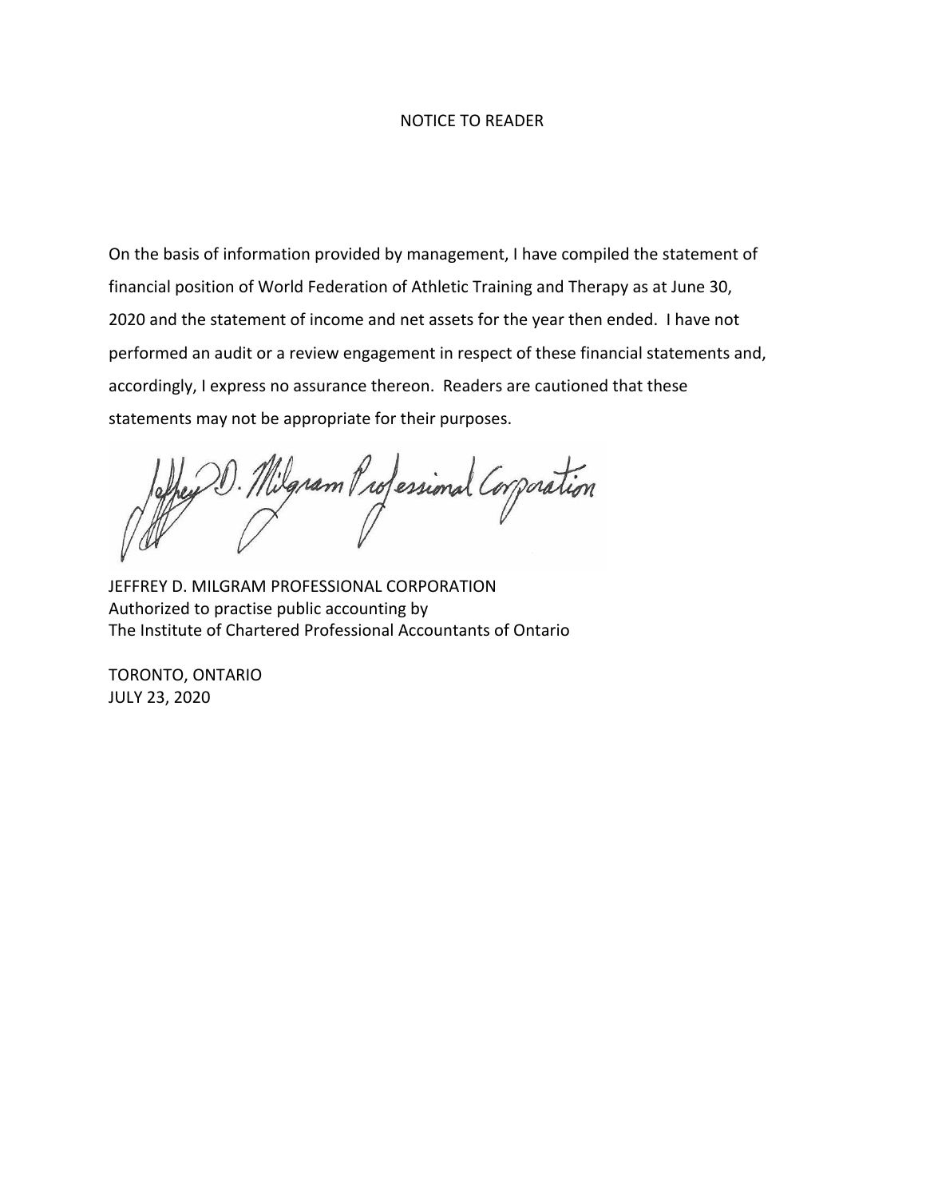# NOTICE TO READER

On the basis of information provided by management, I have compiled the statement of financial position of World Federation of Athletic Training and Therapy as at June 30, 2020 and the statement of income and net assets for the year then ended. I have not performed an audit or a review engagement in respect of these financial statements and, accordingly, I express no assurance thereon. Readers are cautioned that these statements may not be appropriate for their purposes.

Jeffrey D. Milgram Professional Corporation

JEFFREY D. MILGRAM PROFESSIONAL CORPORATION
Authorized to practise public accounting by
The Institute of Chartered Professional Accountants of Ontario

TORONTO, ONTARIO
JULY 23, 2020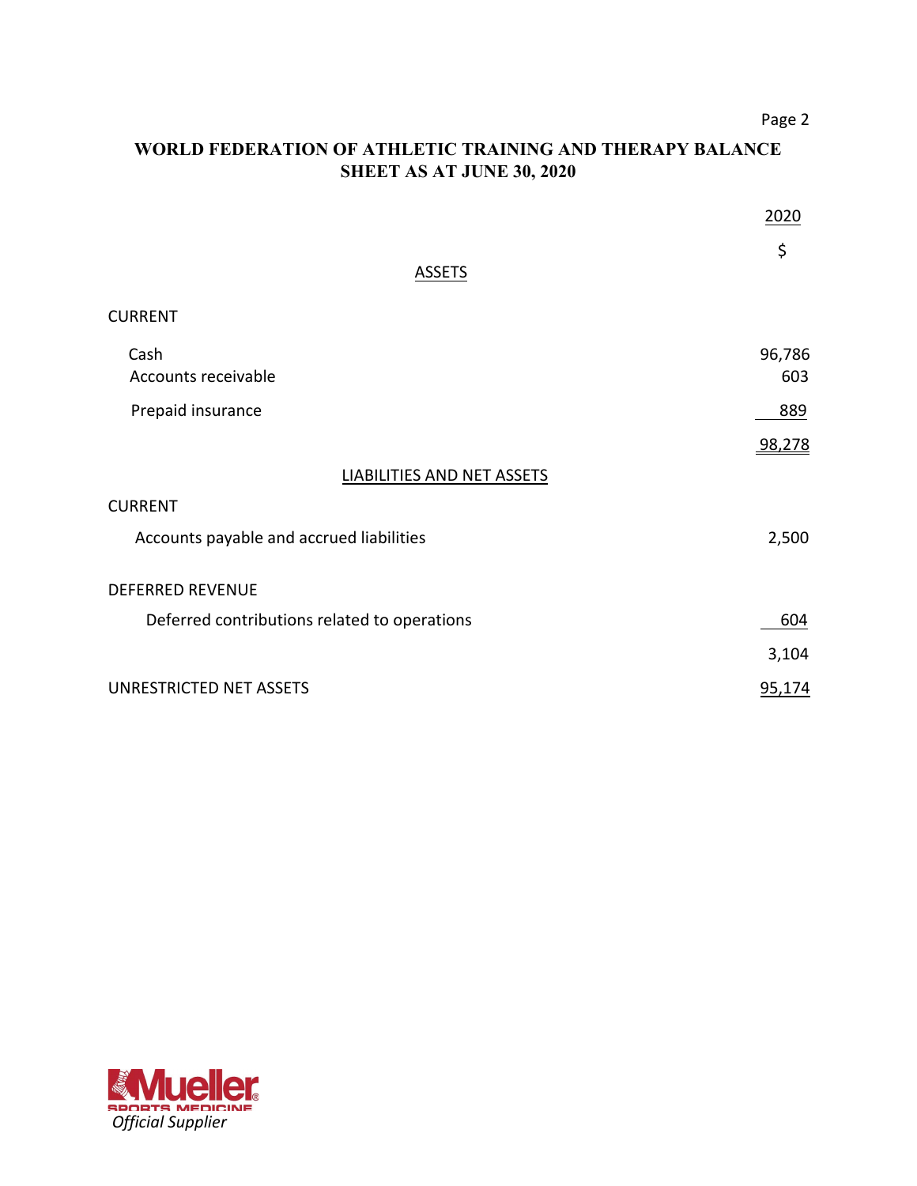## WORLD FEDERATION OF ATHLETIC TRAINING AND THERAPY BALANCE SHEET AS AT JUNE 30, 2020

| | 2020 |
|---|---|
| | $ |
| **ASSETS** | |
| CURRENT | |
| Cash | 96,786 |
| Accounts receivable | 603 |
| Prepaid insurance | 889 |
| | 98,278 |
| **LIABILITIES AND NET ASSETS** | |
| CURRENT | |
| Accounts payable and accrued liabilities | 2,500 |
| DEFERRED REVENUE | |
| Deferred contributions related to operations | 604 |
| | 3,104 |
| UNRESTRICTED NET ASSETS | 95,174 |

Mueller Sports Medicine

*Official Supplier*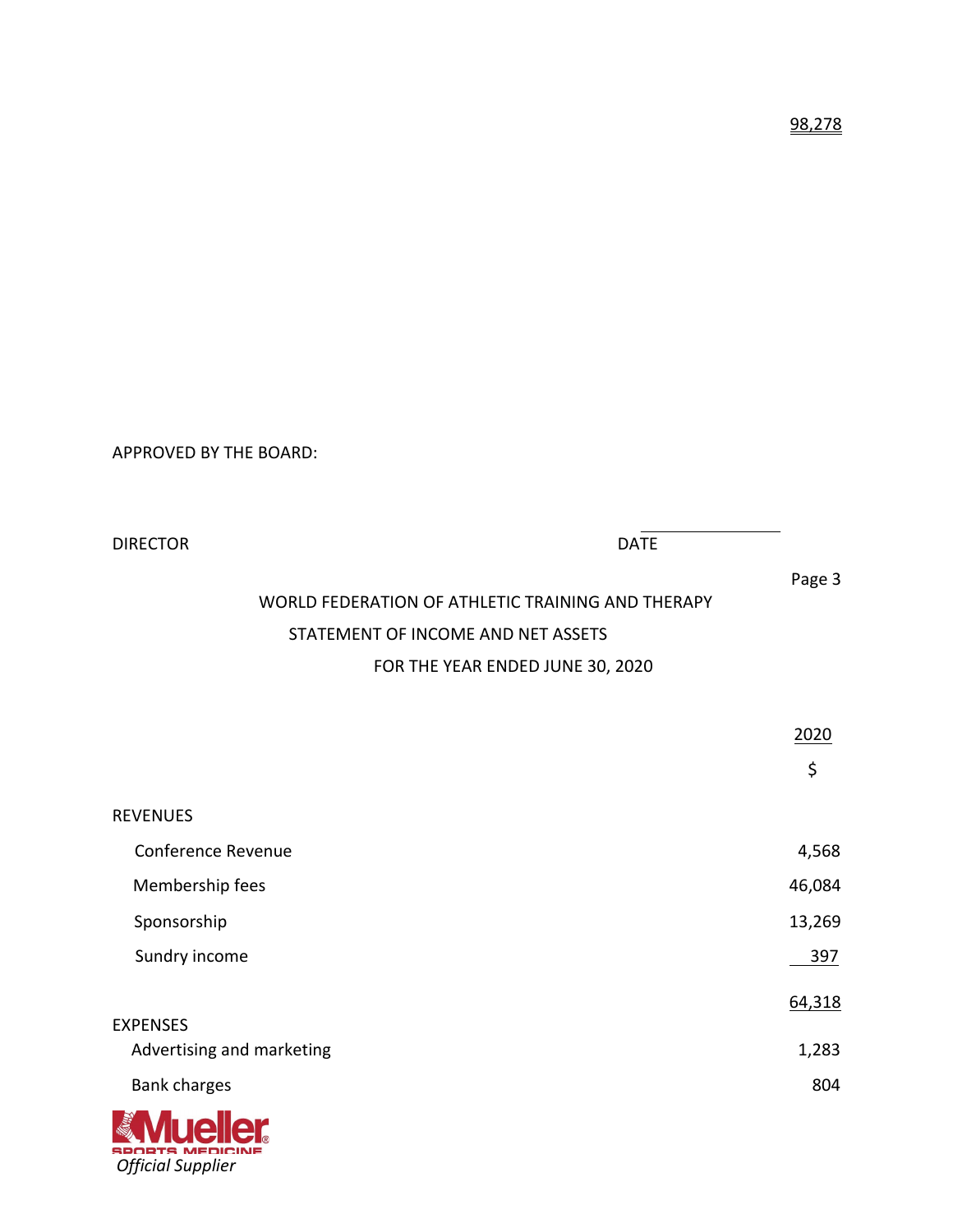98,278

APPROVED BY THE BOARD:

DIRECTOR DATE

## WORLD FEDERATION OF ATHLETIC TRAINING AND THERAPY

### STATEMENT OF INCOME AND NET ASSETS

### FOR THE YEAR ENDED JUNE 30, 2020

| | 2020 |
|---|---|
| | $ |
| REVENUES | |
| Conference Revenue | 4,568 |
| Membership fees | 46,084 |
| Sponsorship | 13,269 |
| Sundry income | 397 |
| | 64,318 |
| EXPENSES | |
| Advertising and marketing | 1,283 |
| Bank charges | 804 |

Mueller Sports Medicine

*Official Supplier*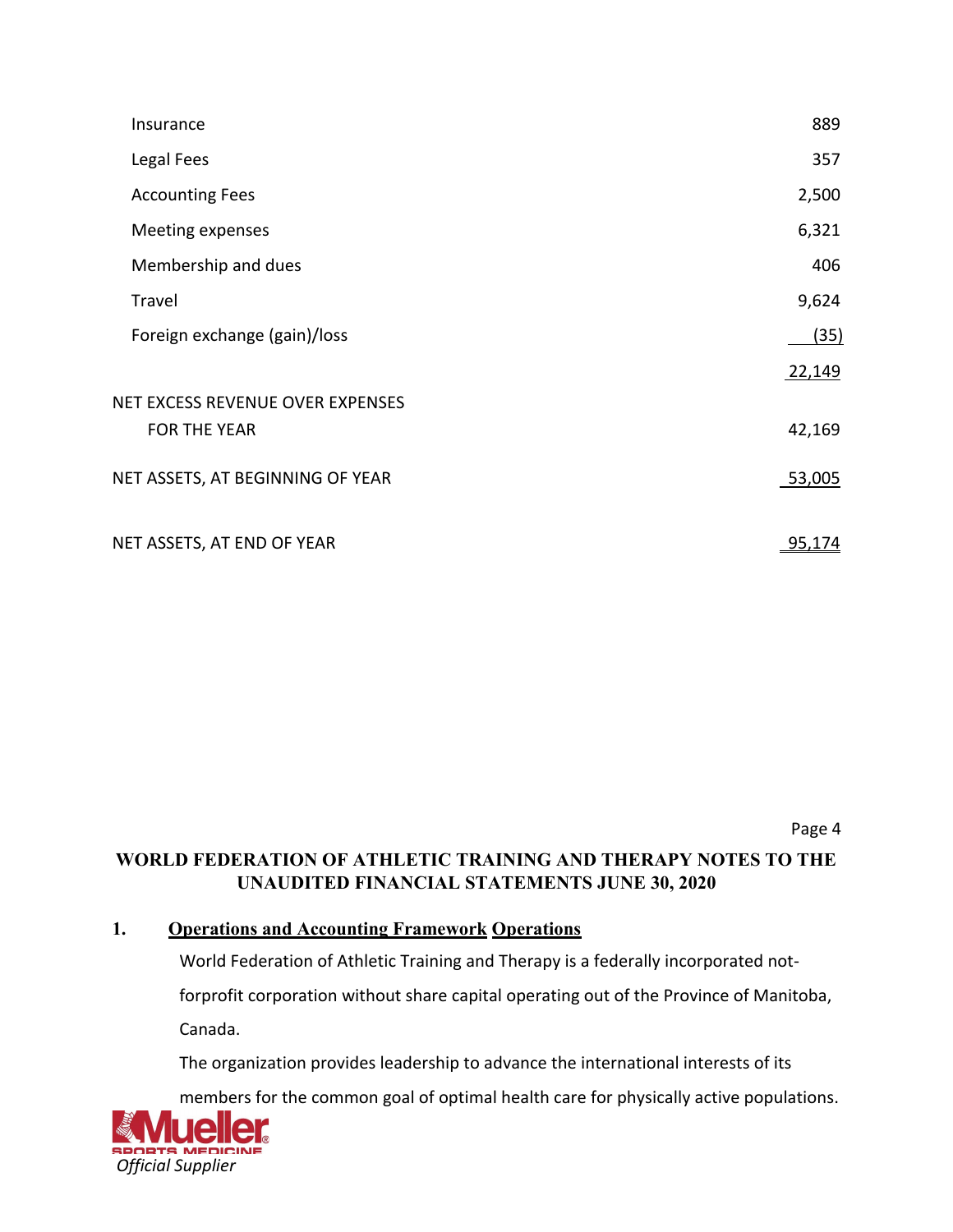| | |
|---|---|
| Insurance | 889 |
| Legal Fees | 357 |
| Accounting Fees | 2,500 |
| Meeting expenses | 6,321 |
| Membership and dues | 406 |
| Travel | 9,624 |
| Foreign exchange (gain)/loss | (35) |
| | 22,149 |
| NET EXCESS REVENUE OVER EXPENSES FOR THE YEAR | 42,169 |
| NET ASSETS, AT BEGINNING OF YEAR | 53,005 |
| NET ASSETS, AT END OF YEAR | 95,174 |

## WORLD FEDERATION OF ATHLETIC TRAINING AND THERAPY NOTES TO THE UNAUDITED FINANCIAL STATEMENTS JUNE 30, 2020

**1. Operations and Accounting Framework Operations**

World Federation of Athletic Training and Therapy is a federally incorporated not-forprofit corporation without share capital operating out of the Province of Manitoba, Canada.

The organization provides leadership to advance the international interests of its members for the common goal of optimal health care for physically active populations.

Mueller Sports Medicine
*Official Supplier*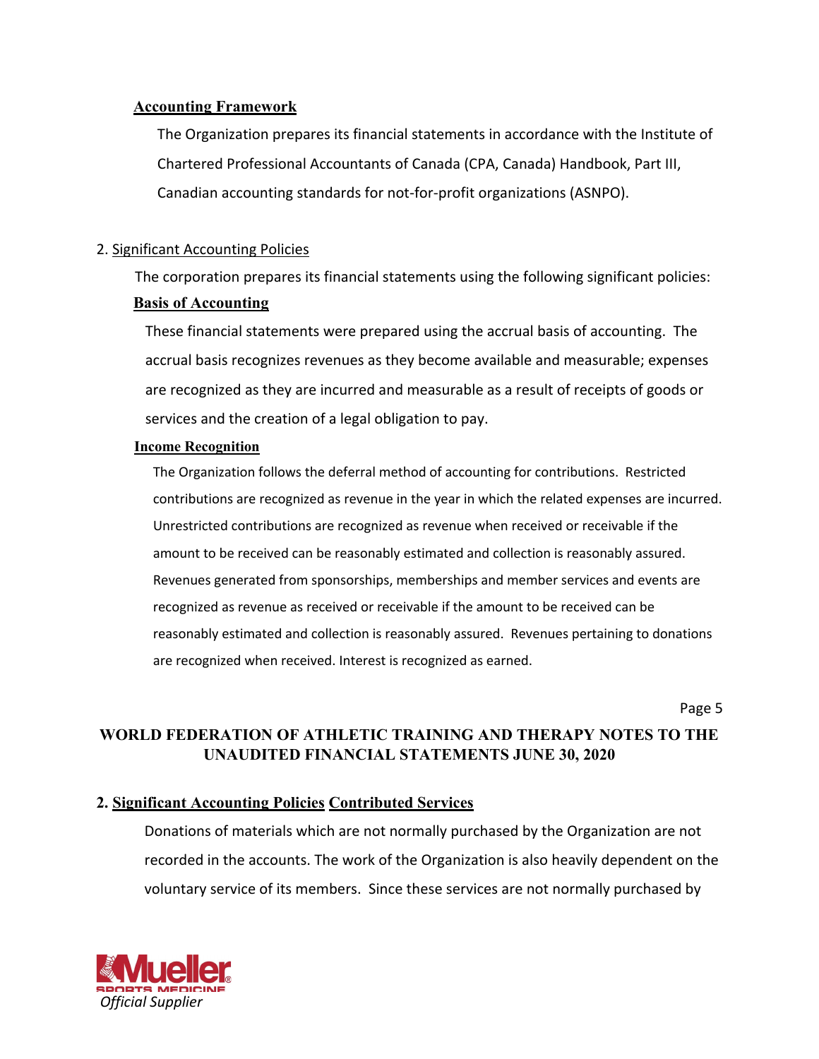**Accounting Framework**

The Organization prepares its financial statements in accordance with the Institute of Chartered Professional Accountants of Canada (CPA, Canada) Handbook, Part III, Canadian accounting standards for not-for-profit organizations (ASNPO).

2. Significant Accounting Policies

The corporation prepares its financial statements using the following significant policies:

**Basis of Accounting**

These financial statements were prepared using the accrual basis of accounting. The accrual basis recognizes revenues as they become available and measurable; expenses are recognized as they are incurred and measurable as a result of receipts of goods or services and the creation of a legal obligation to pay.

**Income Recognition**

The Organization follows the deferral method of accounting for contributions. Restricted contributions are recognized as revenue in the year in which the related expenses are incurred. Unrestricted contributions are recognized as revenue when received or receivable if the amount to be received can be reasonably estimated and collection is reasonably assured. Revenues generated from sponsorships, memberships and member services and events are recognized as revenue as received or receivable if the amount to be received can be reasonably estimated and collection is reasonably assured. Revenues pertaining to donations are recognized when received. Interest is recognized as earned.

**WORLD FEDERATION OF ATHLETIC TRAINING AND THERAPY NOTES TO THE UNAUDITED FINANCIAL STATEMENTS JUNE 30, 2020**

**2. Significant Accounting Policies Contributed Services**

Donations of materials which are not normally purchased by the Organization are not recorded in the accounts. The work of the Organization is also heavily dependent on the voluntary service of its members. Since these services are not normally purchased by

Mueller Sports Medicine *Official Supplier*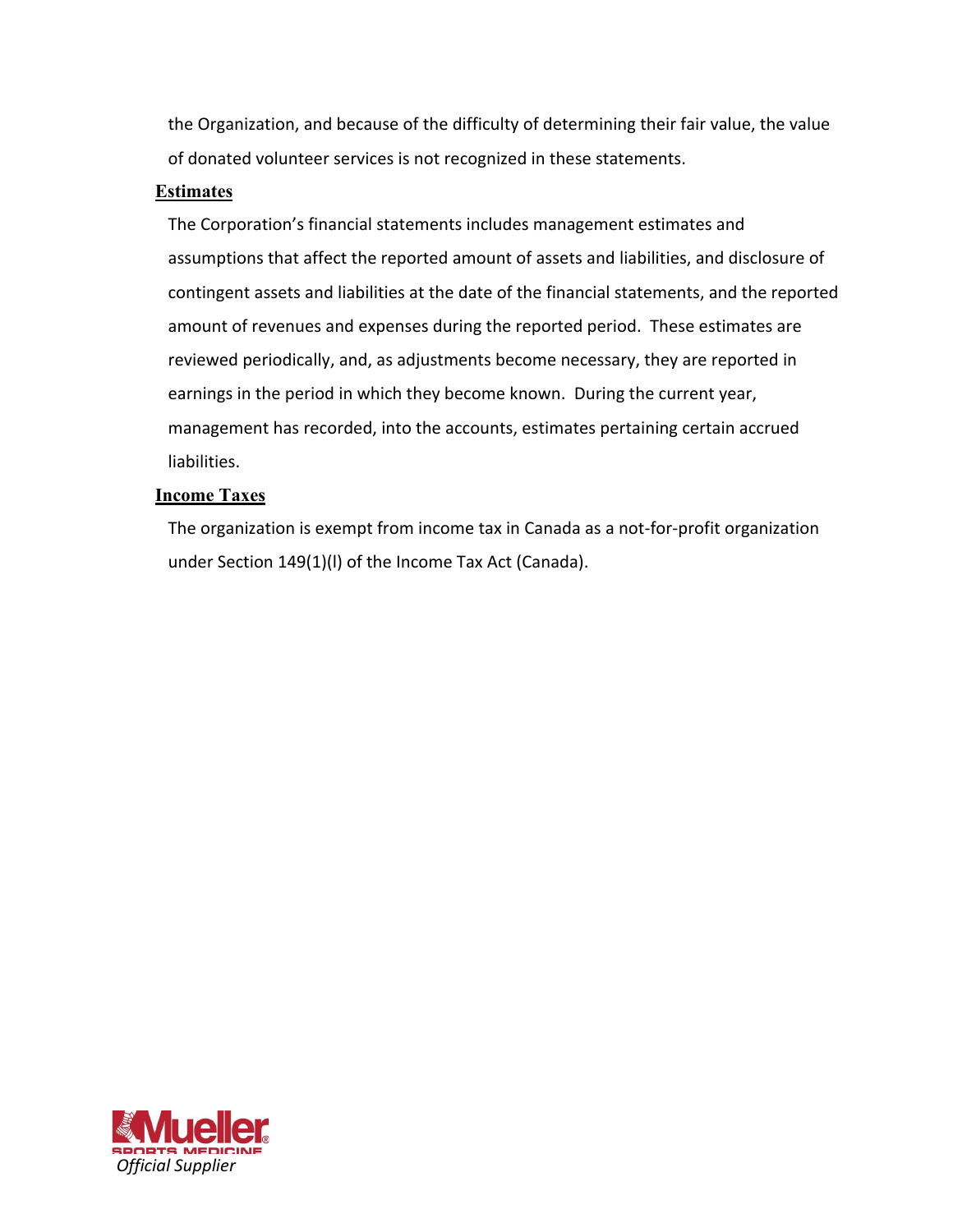the Organization, and because of the difficulty of determining their fair value, the value of donated volunteer services is not recognized in these statements.

**Estimates**

The Corporation's financial statements includes management estimates and assumptions that affect the reported amount of assets and liabilities, and disclosure of contingent assets and liabilities at the date of the financial statements, and the reported amount of revenues and expenses during the reported period. These estimates are reviewed periodically, and, as adjustments become necessary, they are reported in earnings in the period in which they become known. During the current year, management has recorded, into the accounts, estimates pertaining certain accrued liabilities.

**Income Taxes**

The organization is exempt from income tax in Canada as a not-for-profit organization under Section 149(1)(l) of the Income Tax Act (Canada).

Mueller Sports Medicine
*Official Supplier*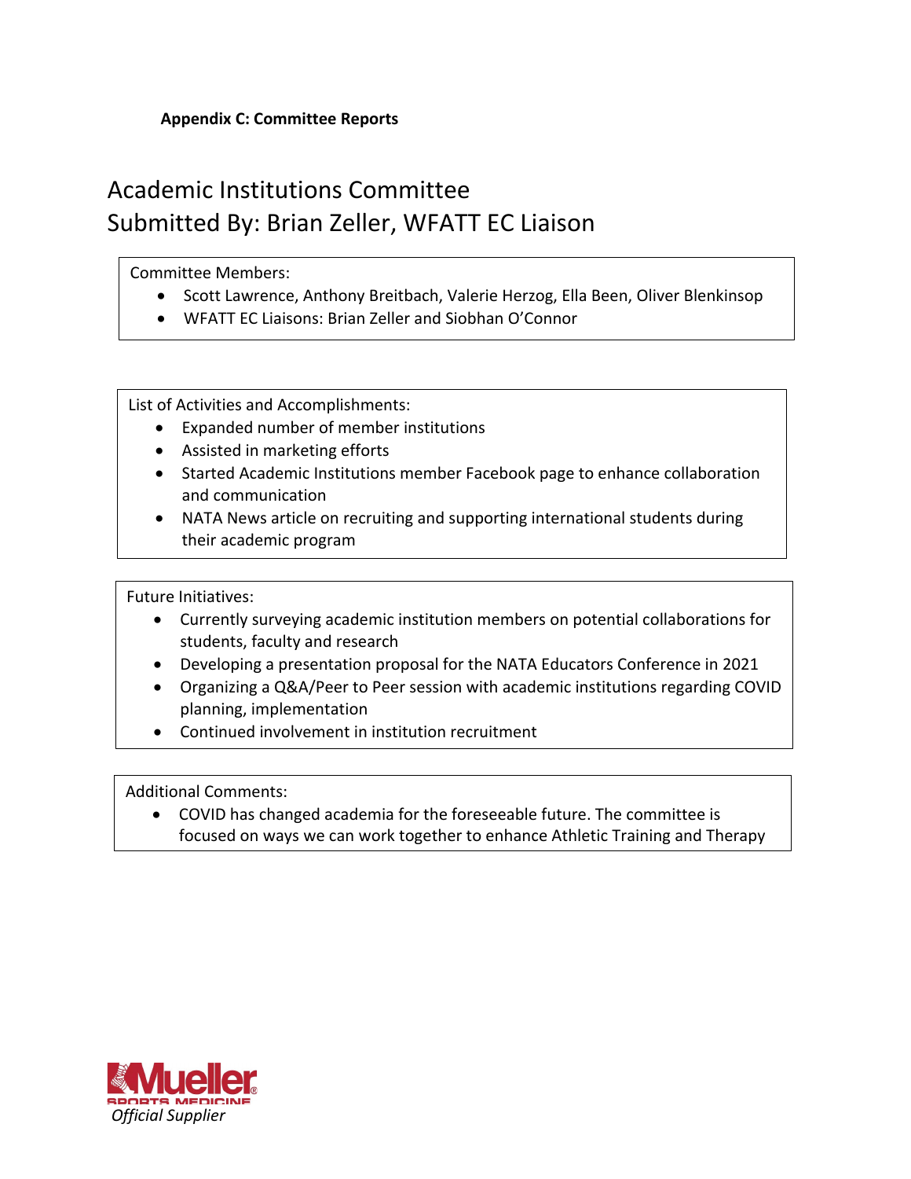**Appendix C: Committee Reports**

# Academic Institutions Committee
# Submitted By: Brian Zeller, WFATT EC Liaison

Committee Members:

- Scott Lawrence, Anthony Breitbach, Valerie Herzog, Ella Been, Oliver Blenkinsop
- WFATT EC Liaisons: Brian Zeller and Siobhan O'Connor

List of Activities and Accomplishments:

- Expanded number of member institutions
- Assisted in marketing efforts
- Started Academic Institutions member Facebook page to enhance collaboration and communication
- NATA News article on recruiting and supporting international students during their academic program

Future Initiatives:

- Currently surveying academic institution members on potential collaborations for students, faculty and research
- Developing a presentation proposal for the NATA Educators Conference in 2021
- Organizing a Q&A/Peer to Peer session with academic institutions regarding COVID planning, implementation
- Continued involvement in institution recruitment

Additional Comments:

- COVID has changed academia for the foreseeable future. The committee is focused on ways we can work together to enhance Athletic Training and Therapy

Mueller Sports Medicine
*Official Supplier*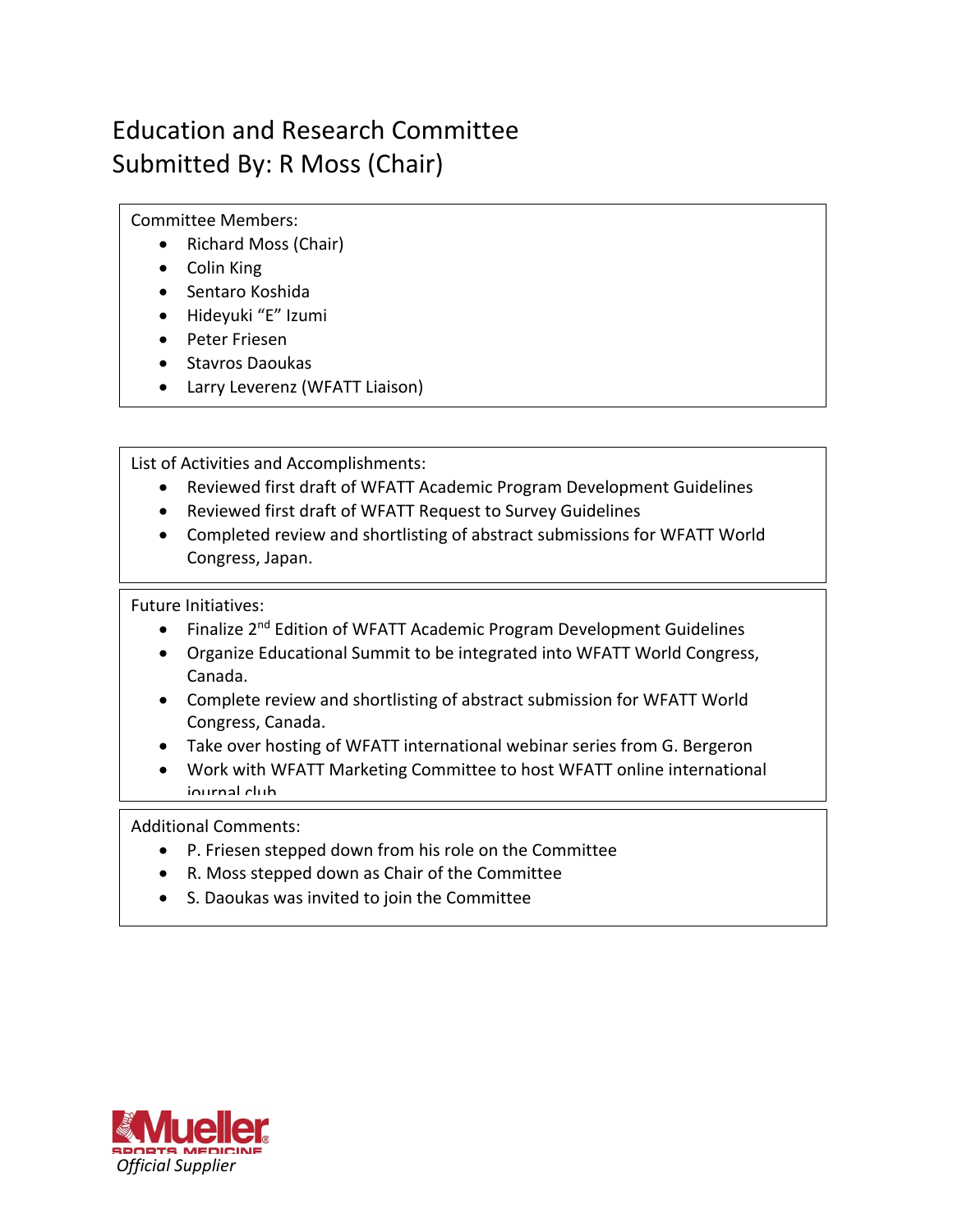# Education and Research Committee
## Submitted By: R Moss (Chair)

Committee Members:

- Richard Moss (Chair)
- Colin King
- Sentaro Koshida
- Hideyuki "E" Izumi
- Peter Friesen
- Stavros Daoukas
- Larry Leverenz (WFATT Liaison)

List of Activities and Accomplishments:

- Reviewed first draft of WFATT Academic Program Development Guidelines
- Reviewed first draft of WFATT Request to Survey Guidelines
- Completed review and shortlisting of abstract submissions for WFATT World Congress, Japan.

Future Initiatives:

- Finalize 2nd Edition of WFATT Academic Program Development Guidelines
- Organize Educational Summit to be integrated into WFATT World Congress, Canada.
- Complete review and shortlisting of abstract submission for WFATT World Congress, Canada.
- Take over hosting of WFATT international webinar series from G. Bergeron
- Work with WFATT Marketing Committee to host WFATT online international journal club

Additional Comments:

- P. Friesen stepped down from his role on the Committee
- R. Moss stepped down as Chair of the Committee
- S. Daoukas was invited to join the Committee

Mueller Sports Medicine *Official Supplier*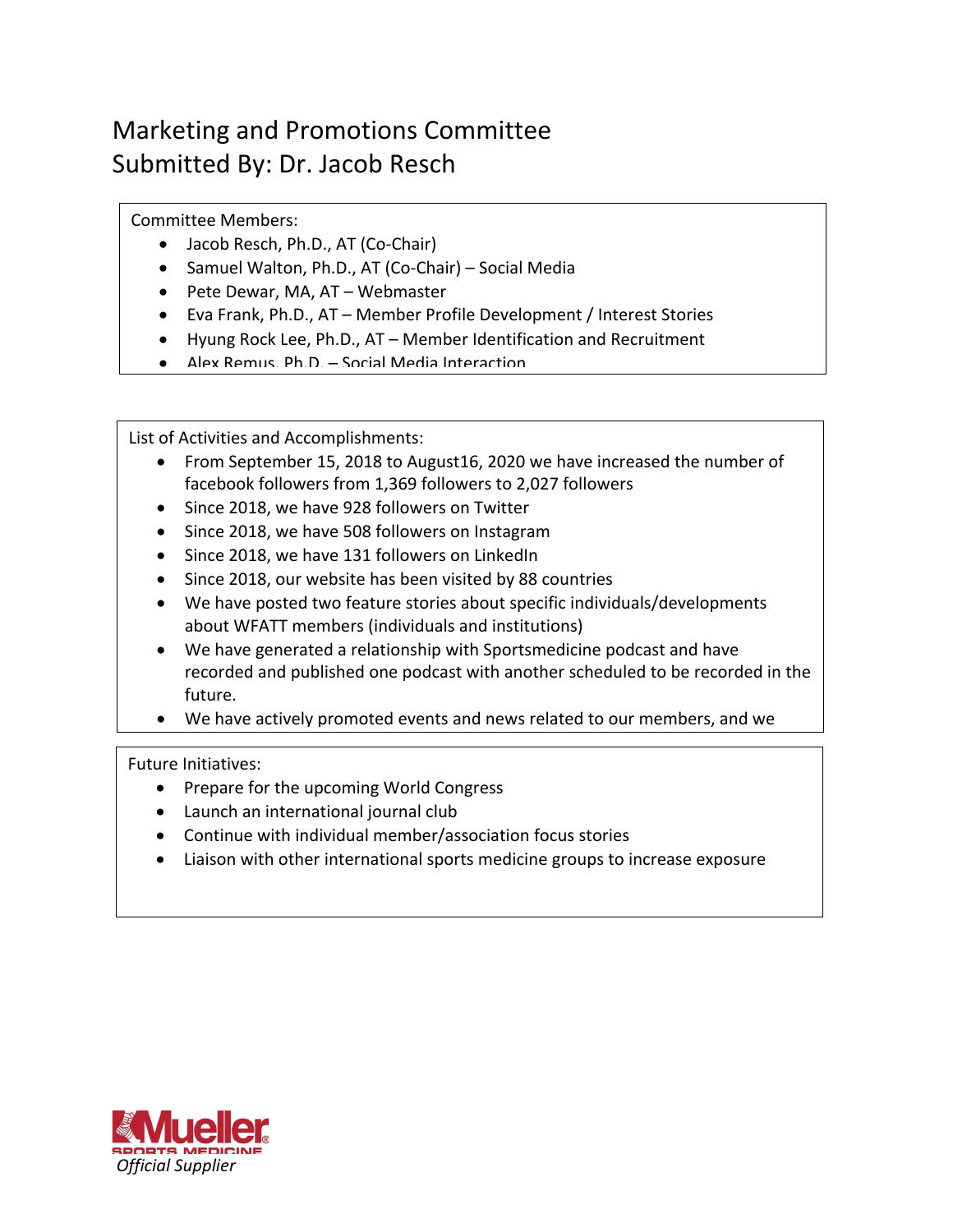# Marketing and Promotions Committee

## Submitted By: Dr. Jacob Resch

Committee Members:

- Jacob Resch, Ph.D., AT (Co-Chair)
- Samuel Walton, Ph.D., AT (Co-Chair) – Social Media
- Pete Dewar, MA, AT – Webmaster
- Eva Frank, Ph.D., AT – Member Profile Development / Interest Stories
- Hyung Rock Lee, Ph.D., AT – Member Identification and Recruitment
- Alex Remus, Ph.D. – Social Media Interaction

List of Activities and Accomplishments:

- From September 15, 2018 to August16, 2020 we have increased the number of facebook followers from 1,369 followers to 2,027 followers
- Since 2018, we have 928 followers on Twitter
- Since 2018, we have 508 followers on Instagram
- Since 2018, we have 131 followers on LinkedIn
- Since 2018, our website has been visited by 88 countries
- We have posted two feature stories about specific individuals/developments about WFATT members (individuals and institutions)
- We have generated a relationship with Sportsmedicine podcast and have recorded and published one podcast with another scheduled to be recorded in the future.
- We have actively promoted events and news related to our members, and we

Future Initiatives:

- Prepare for the upcoming World Congress
- Launch an international journal club
- Continue with individual member/association focus stories
- Liaison with other international sports medicine groups to increase exposure

Mueller Sports Medicine

*Official Supplier*